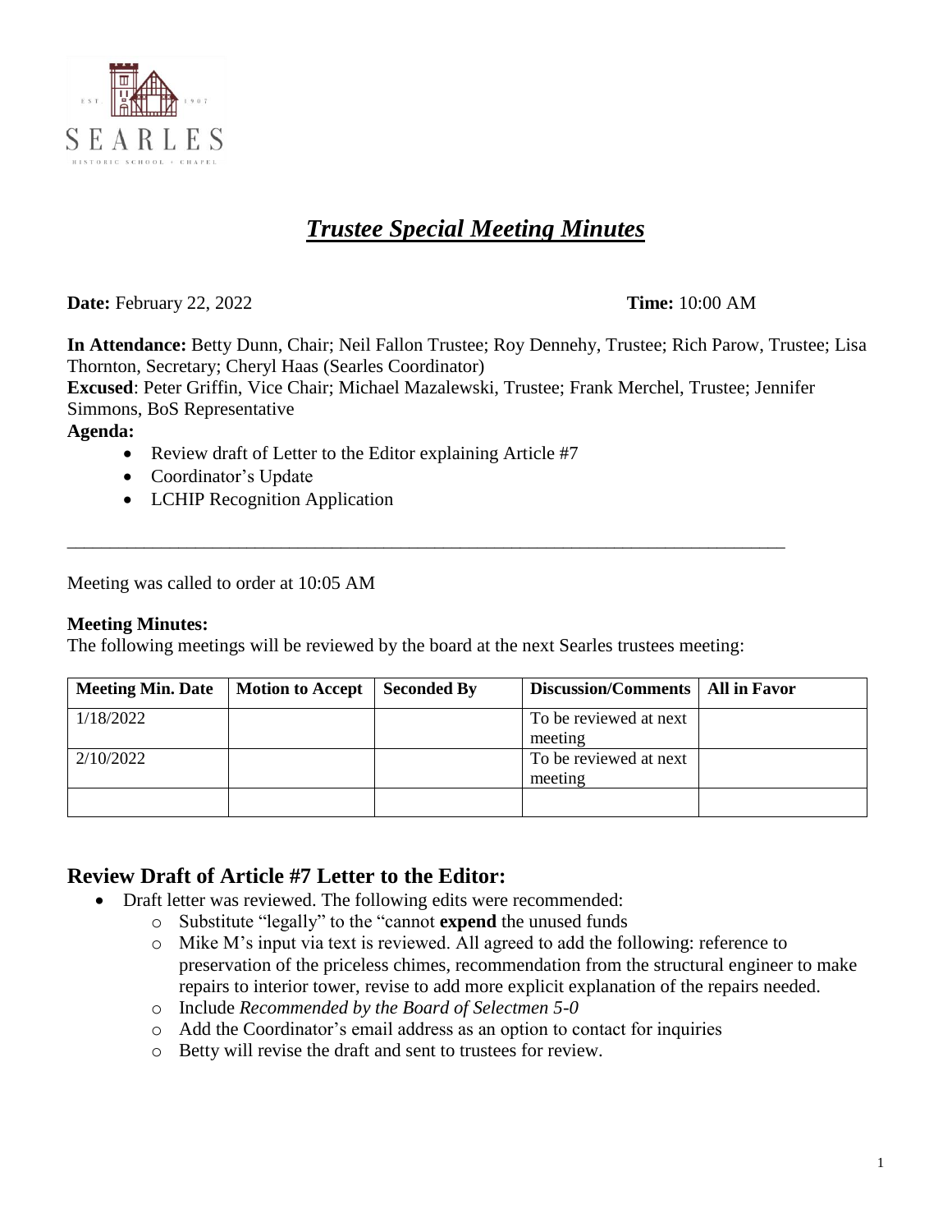# *Trustee Special Meeting Minutes*

**Date:** February 22, 2022 **Time:** 10:00 AM

**In Attendance:** Betty Dunn, Chair; Neil Fallon Trustee; Roy Dennehy, Trustee; Rich Parow, Trustee; Lisa Thornton, Secretary; Cheryl Haas (Searles Coordinator)
**Excused**: Peter Griffin, Vice Chair; Michael Mazalewski, Trustee; Frank Merchel, Trustee; Jennifer Simmons, BoS Representative

**Agenda:**

- Review draft of Letter to the Editor explaining Article #7
- Coordinator's Update
- LCHIP Recognition Application

---

Meeting was called to order at 10:05 AM

**Meeting Minutes:**
The following meetings will be reviewed by the board at the next Searles trustees meeting:

| Meeting Min. Date | Motion to Accept | Seconded By | Discussion/Comments | All in Favor |
|---|---|---|---|---|
| 1/18/2022 | | | To be reviewed at next meeting | |
| 2/10/2022 | | | To be reviewed at next meeting | |
| | | | | |

## Review Draft of Article #7 Letter to the Editor:

- Draft letter was reviewed. The following edits were recommended:
  - Substitute "legally" to the "cannot **expend** the unused funds
  - Mike M's input via text is reviewed. All agreed to add the following: reference to preservation of the priceless chimes, recommendation from the structural engineer to make repairs to interior tower, revise to add more explicit explanation of the repairs needed.
  - Include *Recommended by the Board of Selectmen 5-0*
  - Add the Coordinator's email address as an option to contact for inquiries
  - Betty will revise the draft and sent to trustees for review.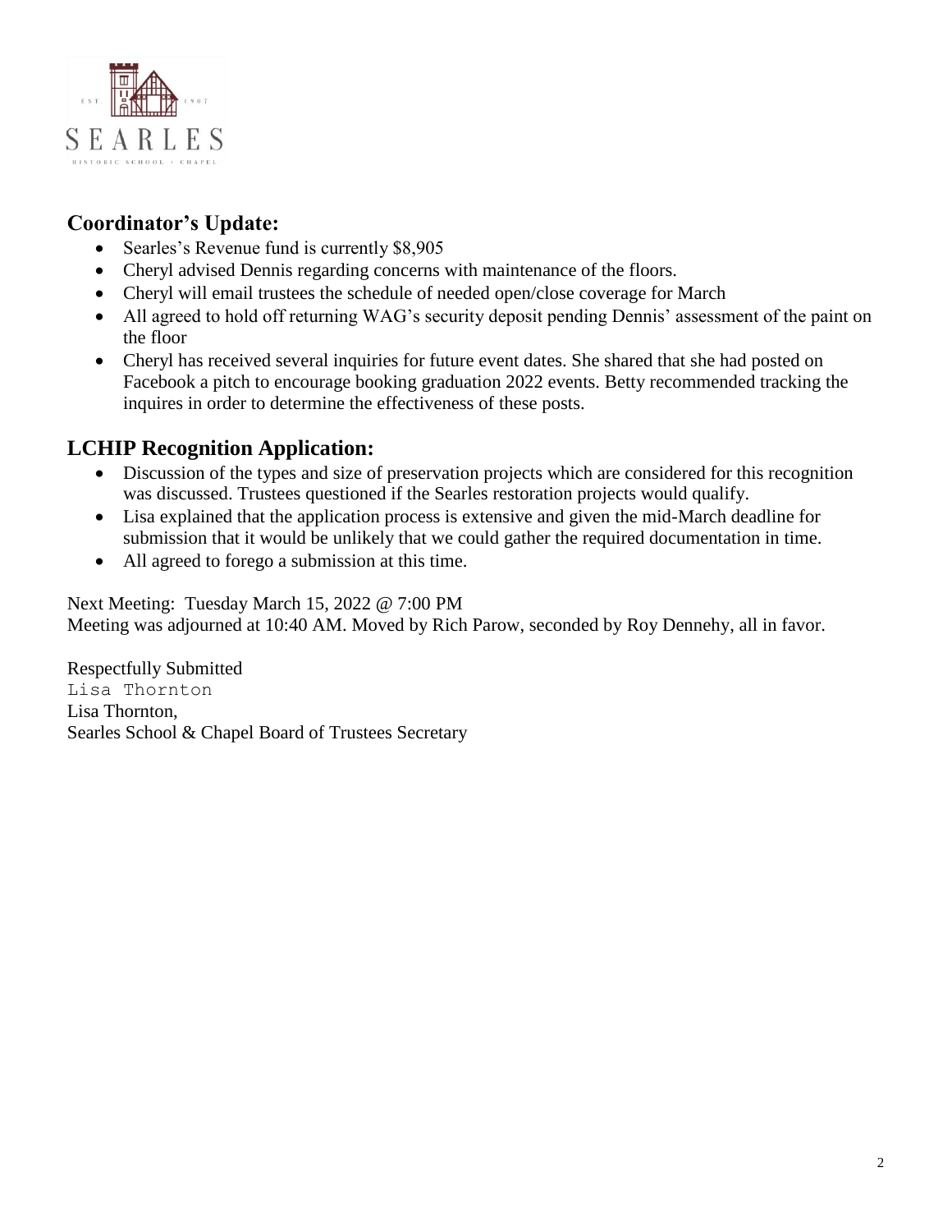## Coordinator's Update:

- Searles's Revenue fund is currently $8,905
- Cheryl advised Dennis regarding concerns with maintenance of the floors.
- Cheryl will email trustees the schedule of needed open/close coverage for March
- All agreed to hold off returning WAG's security deposit pending Dennis' assessment of the paint on the floor
- Cheryl has received several inquiries for future event dates. She shared that she had posted on Facebook a pitch to encourage booking graduation 2022 events. Betty recommended tracking the inquires in order to determine the effectiveness of these posts.

## LCHIP Recognition Application:

- Discussion of the types and size of preservation projects which are considered for this recognition was discussed. Trustees questioned if the Searles restoration projects would qualify.
- Lisa explained that the application process is extensive and given the mid-March deadline for submission that it would be unlikely that we could gather the required documentation in time.
- All agreed to forego a submission at this time.

Next Meeting: Tuesday March 15, 2022 @ 7:00 PM
Meeting was adjourned at 10:40 AM. Moved by Rich Parow, seconded by Roy Dennehy, all in favor.

Respectfully Submitted
Lisa Thornton
Lisa Thornton,
Searles School & Chapel Board of Trustees Secretary